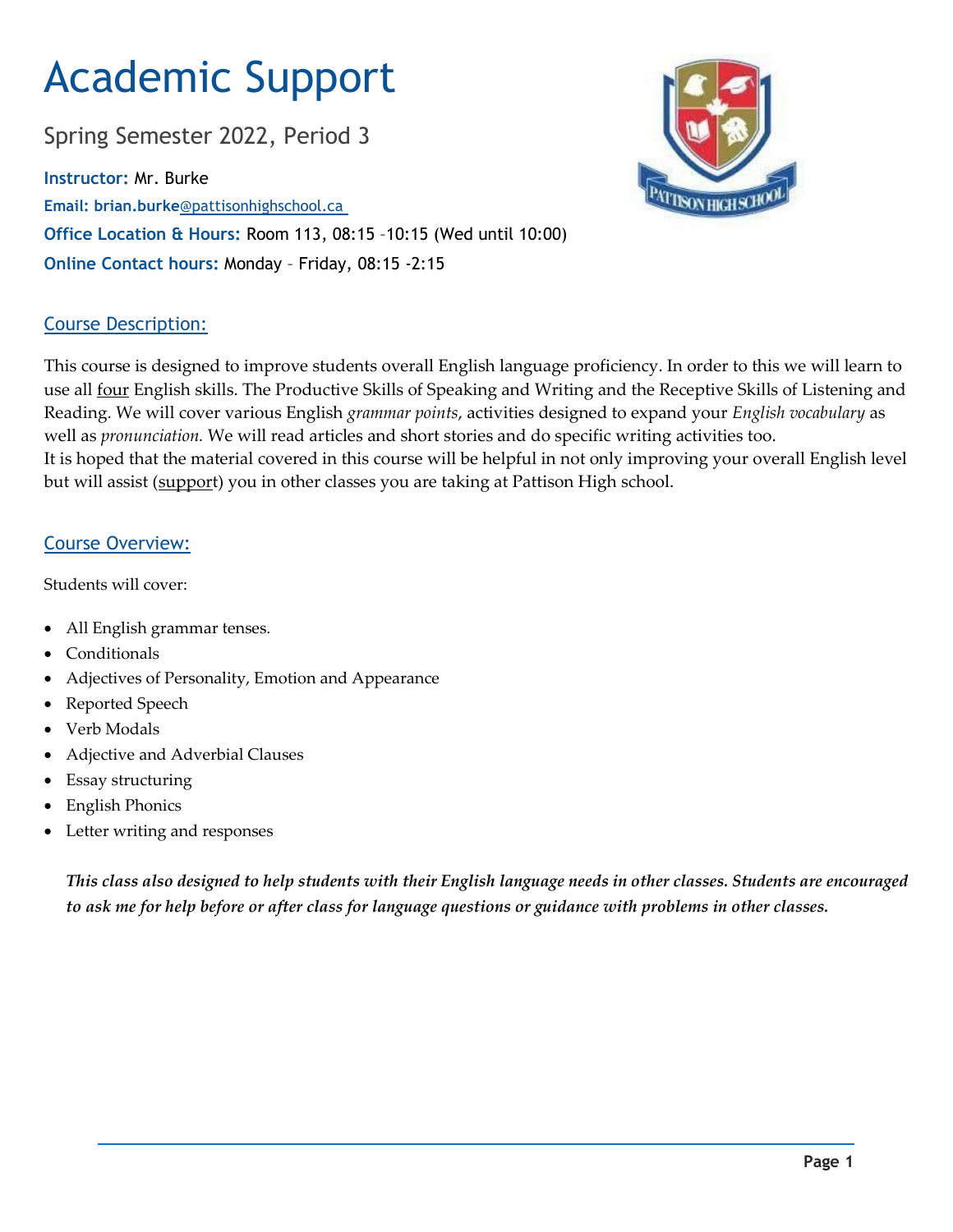# Academic Support

Spring Semester 2022, Period 3

**Instructor:** Mr. Burke

**Email: brian.burke**@pattisonhighschool.ca

**Office Location & Hours:** Room 113, 08:15 –10:15 (Wed until 10:00)

**Online Contact hours:** Monday – Friday, 08:15 -2:15

## Course Description:

This course is designed to improve students overall English language proficiency. In order to this we will learn to use all four English skills. The Productive Skills of Speaking and Writing and the Receptive Skills of Listening and Reading. We will cover various English *grammar points*, activities designed to expand your *English vocabulary* as well as *pronunciation.* We will read articles and short stories and do specific writing activities too.
It is hoped that the material covered in this course will be helpful in not only improving your overall English level but will assist (support) you in other classes you are taking at Pattison High school.

## Course Overview:

Students will cover:

- All English grammar tenses.
- Conditionals
- Adjectives of Personality, Emotion and Appearance
- Reported Speech
- Verb Modals
- Adjective and Adverbial Clauses
- Essay structuring
- English Phonics
- Letter writing and responses

***This class also designed to help students with their English language needs in other classes. Students are encouraged to ask me for help before or after class for language questions or guidance with problems in other classes.***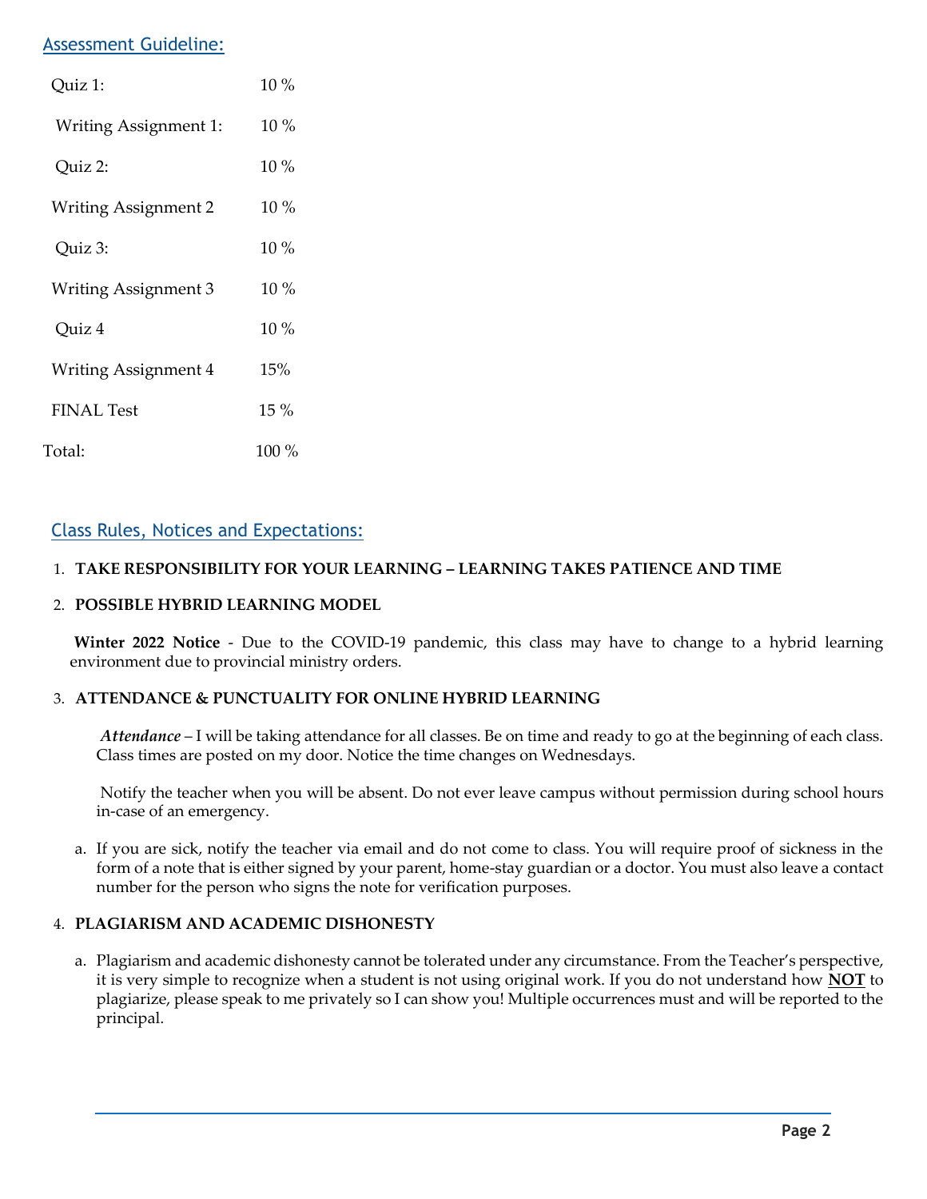## Assessment Guideline:

| | |
|---|---|
| Quiz 1: | 10 % |
| Writing Assignment 1: | 10 % |
| Quiz 2: | 10 % |
| Writing Assignment 2 | 10 % |
| Quiz 3: | 10 % |
| Writing Assignment 3 | 10 % |
| Quiz 4 | 10 % |
| Writing Assignment 4 | 15% |
| FINAL Test | 15 % |
| Total: | 100 % |

## Class Rules, Notices and Expectations:

1. **TAKE RESPONSIBILITY FOR YOUR LEARNING – LEARNING TAKES PATIENCE AND TIME**

2. **POSSIBLE HYBRID LEARNING MODEL**

   **Winter 2022 Notice** - Due to the COVID-19 pandemic, this class may have to change to a hybrid learning environment due to provincial ministry orders.

3. **ATTENDANCE & PUNCTUALITY FOR ONLINE HYBRID LEARNING**

   ***Attendance*** – I will be taking attendance for all classes. Be on time and ready to go at the beginning of each class. Class times are posted on my door. Notice the time changes on Wednesdays.

   Notify the teacher when you will be absent. Do not ever leave campus without permission during school hours in-case of an emergency.

   a. If you are sick, notify the teacher via email and do not come to class. You will require proof of sickness in the form of a note that is either signed by your parent, home-stay guardian or a doctor. You must also leave a contact number for the person who signs the note for verification purposes.

4. **PLAGIARISM AND ACADEMIC DISHONESTY**

   a. Plagiarism and academic dishonesty cannot be tolerated under any circumstance. From the Teacher's perspective, it is very simple to recognize when a student is not using original work. If you do not understand how **NOT** to plagiarize, please speak to me privately so I can show you! Multiple occurrences must and will be reported to the principal.